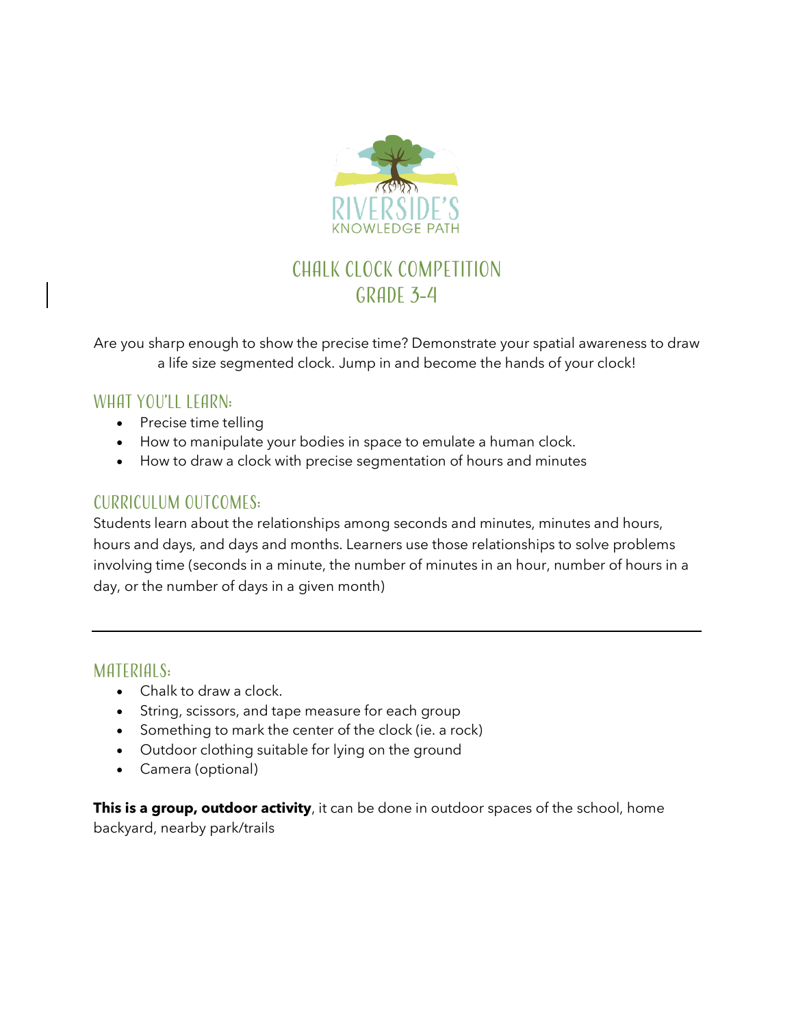# Chalk Clock Competition
## Grade 3-4

Are you sharp enough to show the precise time? Demonstrate your spatial awareness to draw a life size segmented clock. Jump in and become the hands of your clock!

### What You'll Learn:

- Precise time telling
- How to manipulate your bodies in space to emulate a human clock.
- How to draw a clock with precise segmentation of hours and minutes

### Curriculum Outcomes:

Students learn about the relationships among seconds and minutes, minutes and hours, hours and days, and days and months. Learners use those relationships to solve problems involving time (seconds in a minute, the number of minutes in an hour, number of hours in a day, or the number of days in a given month)

---

### Materials:

- Chalk to draw a clock.
- String, scissors, and tape measure for each group
- Something to mark the center of the clock (ie. a rock)
- Outdoor clothing suitable for lying on the ground
- Camera (optional)

**This is a group, outdoor activity**, it can be done in outdoor spaces of the school, home backyard, nearby park/trails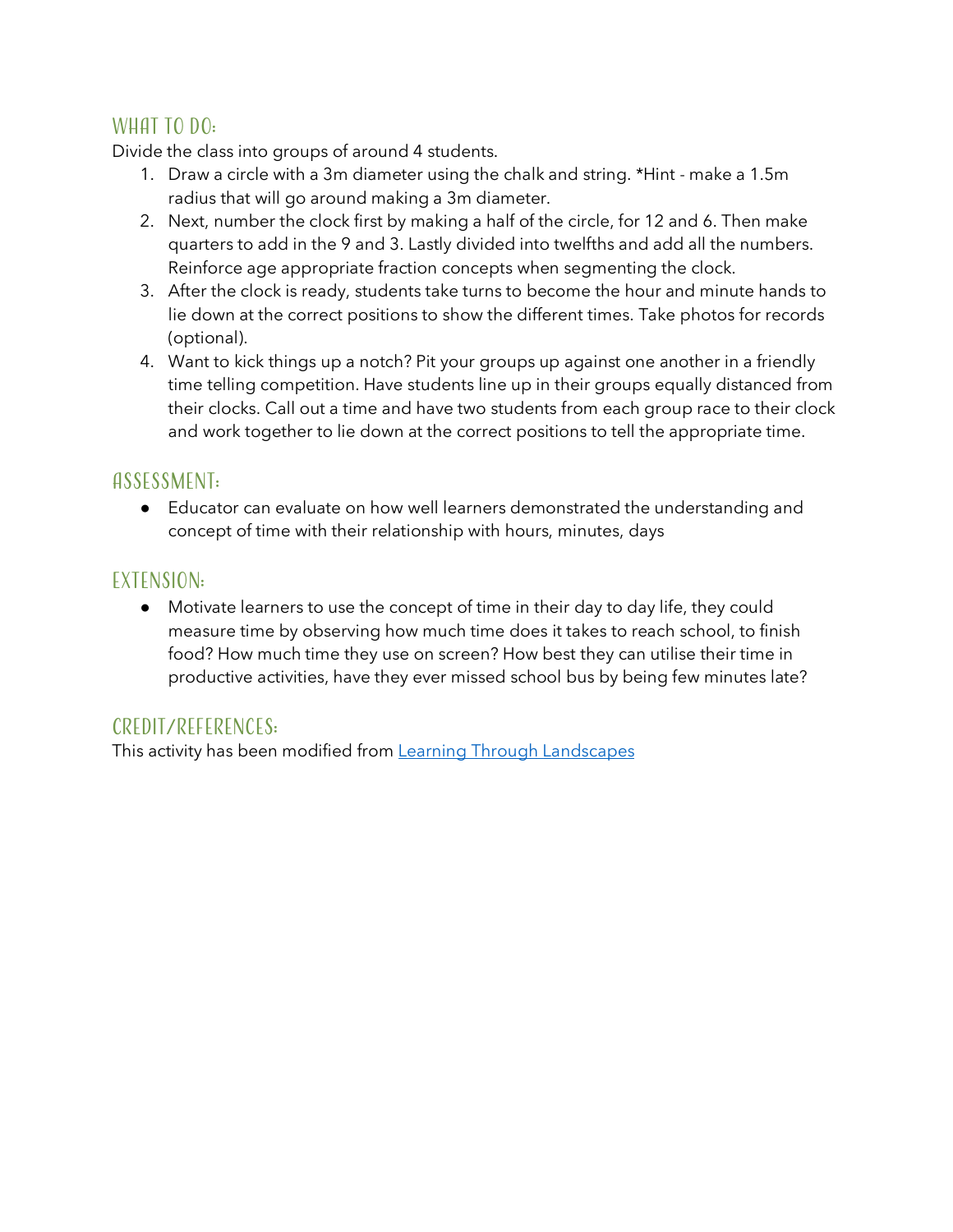## What to do:

Divide the class into groups of around 4 students.

1. Draw a circle with a 3m diameter using the chalk and string. *Hint - make a 1.5m radius that will go around making a 3m diameter.
2. Next, number the clock first by making a half of the circle, for 12 and 6. Then make quarters to add in the 9 and 3. Lastly divided into twelfths and add all the numbers. Reinforce age appropriate fraction concepts when segmenting the clock.
3. After the clock is ready, students take turns to become the hour and minute hands to lie down at the correct positions to show the different times. Take photos for records (optional).
4. Want to kick things up a notch? Pit your groups up against one another in a friendly time telling competition. Have students line up in their groups equally distanced from their clocks. Call out a time and have two students from each group race to their clock and work together to lie down at the correct positions to tell the appropriate time.

## Assessment:

- Educator can evaluate on how well learners demonstrated the understanding and concept of time with their relationship with hours, minutes, days

## Extension:

- Motivate learners to use the concept of time in their day to day life, they could measure time by observing how much time does it takes to reach school, to finish food? How much time they use on screen? How best they can utilise their time in productive activities, have they ever missed school bus by being few minutes late?

## Credit/References:

This activity has been modified from [Learning Through Landscapes]